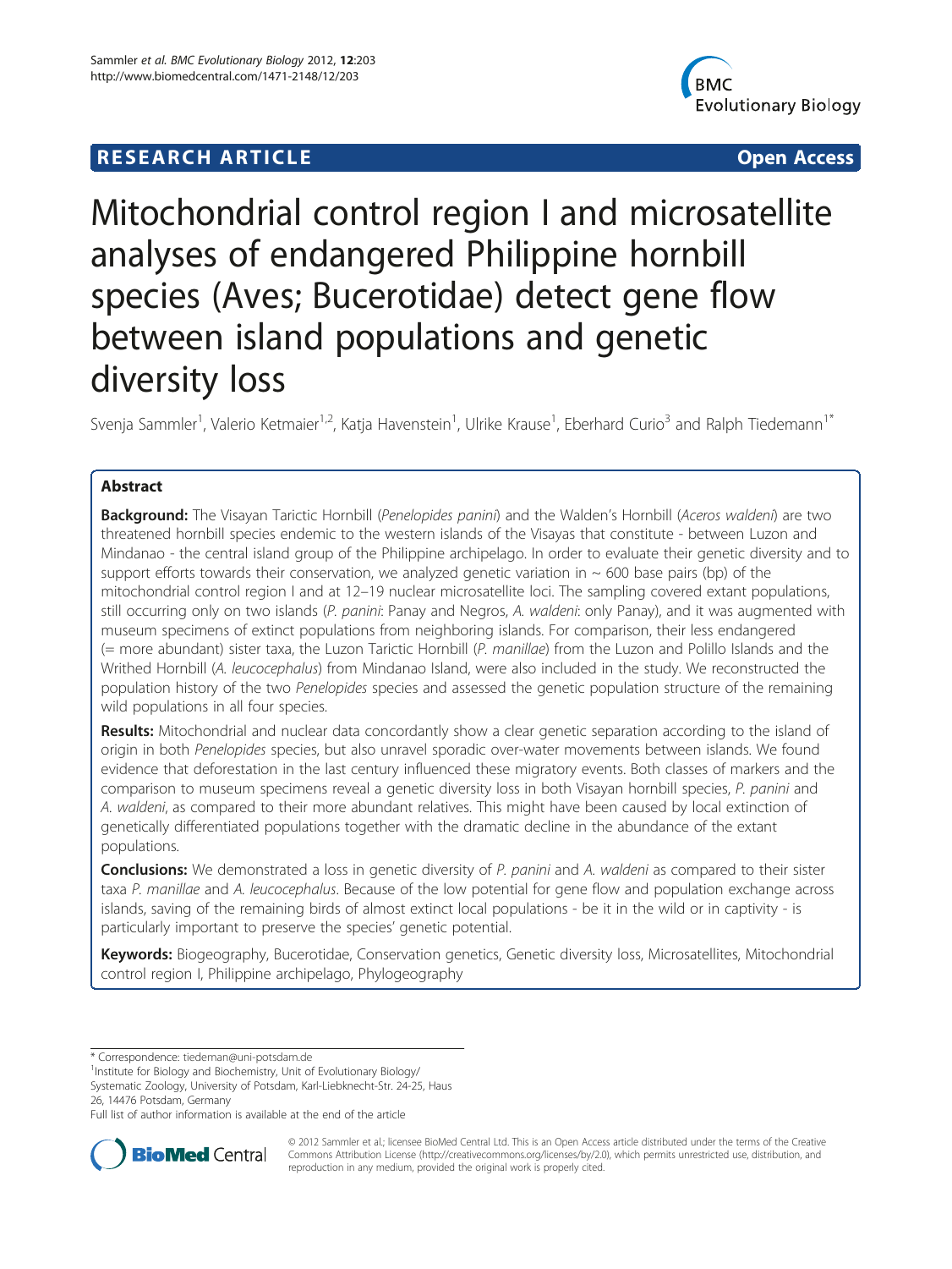**RESEARCH ARTICLE** **Open Access**

# Mitochondrial control region I and microsatellite analyses of endangered Philippine hornbill species (Aves; Bucerotidae) detect gene flow between island populations and genetic diversity loss

Svenja Sammler[1], Valerio Ketmaier[1,2], Katja Havenstein[1], Ulrike Krause[1], Eberhard Curio[3] and Ralph Tiedemann[1*]

## Abstract

**Background:** The Visayan Tarictic Hornbill (*Penelopides panini*) and the Walden's Hornbill (*Aceros waldeni*) are two threatened hornbill species endemic to the western islands of the Visayas that constitute - between Luzon and Mindanao - the central island group of the Philippine archipelago. In order to evaluate their genetic diversity and to support efforts towards their conservation, we analyzed genetic variation in ~ 600 base pairs (bp) of the mitochondrial control region I and at 12–19 nuclear microsatellite loci. The sampling covered extant populations, still occurring only on two islands (*P. panini*: Panay and Negros, *A. waldeni*: only Panay), and it was augmented with museum specimens of extinct populations from neighboring islands. For comparison, their less endangered (= more abundant) sister taxa, the Luzon Tarictic Hornbill (*P. manillae*) from the Luzon and Polillo Islands and the Writhed Hornbill (*A. leucocephalus*) from Mindanao Island, were also included in the study. We reconstructed the population history of the two *Penelopides* species and assessed the genetic population structure of the remaining wild populations in all four species.

**Results:** Mitochondrial and nuclear data concordantly show a clear genetic separation according to the island of origin in both *Penelopides* species, but also unravel sporadic over-water movements between islands. We found evidence that deforestation in the last century influenced these migratory events. Both classes of markers and the comparison to museum specimens reveal a genetic diversity loss in both Visayan hornbill species, *P. panini* and *A. waldeni*, as compared to their more abundant relatives. This might have been caused by local extinction of genetically differentiated populations together with the dramatic decline in the abundance of the extant populations.

**Conclusions:** We demonstrated a loss in genetic diversity of *P. panini* and *A. waldeni* as compared to their sister taxa *P. manillae* and *A. leucocephalus*. Because of the low potential for gene flow and population exchange across islands, saving of the remaining birds of almost extinct local populations - be it in the wild or in captivity - is particularly important to preserve the species' genetic potential.

**Keywords:** Biogeography, Bucerotidae, Conservation genetics, Genetic diversity loss, Microsatellites, Mitochondrial control region I, Philippine archipelago, Phylogeography

---

\* Correspondence: tiedeman@uni-potsdam.de
[1]Institute for Biology and Biochemistry, Unit of Evolutionary Biology/Systematic Zoology, University of Potsdam, Karl-Liebknecht-Str. 24-25, Haus 26, 14476 Potsdam, Germany
Full list of author information is available at the end of the article

© 2012 Sammler et al.; licensee BioMed Central Ltd. This is an Open Access article distributed under the terms of the Creative Commons Attribution License (http://creativecommons.org/licenses/by/2.0), which permits unrestricted use, distribution, and reproduction in any medium, provided the original work is properly cited.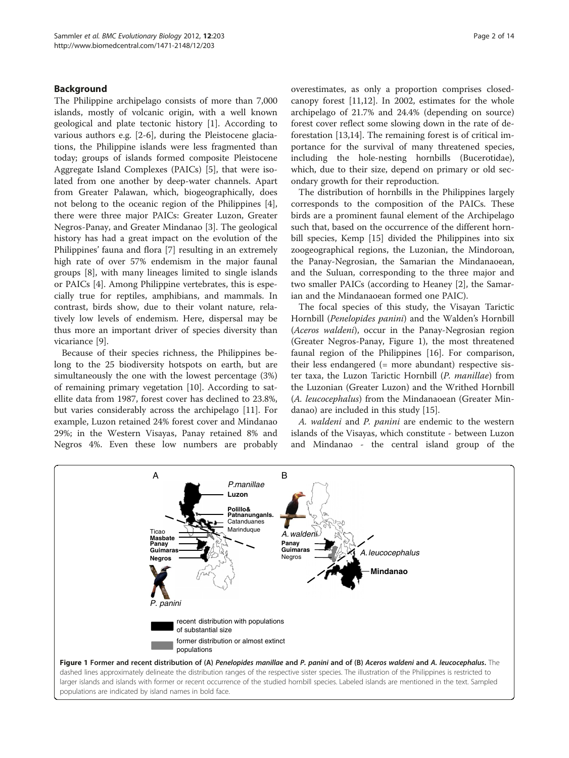## Background

The Philippine archipelago consists of more than 7,000 islands, mostly of volcanic origin, with a well known geological and plate tectonic history [1]. According to various authors e.g. [2-6], during the Pleistocene glaciations, the Philippine islands were less fragmented than today; groups of islands formed composite Pleistocene Aggregate Island Complexes (PAICs) [5], that were isolated from one another by deep-water channels. Apart from Greater Palawan, which, biogeographically, does not belong to the oceanic region of the Philippines [4], there were three major PAICs: Greater Luzon, Greater Negros-Panay, and Greater Mindanao [3]. The geological history has had a great impact on the evolution of the Philippines' fauna and flora [7] resulting in an extremely high rate of over 57% endemism in the major faunal groups [8], with many lineages limited to single islands or PAICs [4]. Among Philippine vertebrates, this is especially true for reptiles, amphibians, and mammals. In contrast, birds show, due to their volant nature, relatively low levels of endemism. Here, dispersal may be thus more an important driver of species diversity than vicariance [9].

Because of their species richness, the Philippines belong to the 25 biodiversity hotspots on earth, but are simultaneously the one with the lowest percentage (3%) of remaining primary vegetation [10]. According to satellite data from 1987, forest cover has declined to 23.8%, but varies considerably across the archipelago [11]. For example, Luzon retained 24% forest cover and Mindanao 29%; in the Western Visayas, Panay retained 8% and Negros 4%. Even these low numbers are probably overestimates, as only a proportion comprises closed-canopy forest [11,12]. In 2002, estimates for the whole archipelago of 21.7% and 24.4% (depending on source) forest cover reflect some slowing down in the rate of deforestation [13,14]. The remaining forest is of critical importance for the survival of many threatened species, including the hole-nesting hornbills (Bucerotidae), which, due to their size, depend on primary or old secondary growth for their reproduction.

The distribution of hornbills in the Philippines largely corresponds to the composition of the PAICs. These birds are a prominent faunal element of the Archipelago such that, based on the occurrence of the different hornbill species, Kemp [15] divided the Philippines into six zoogeographical regions, the Luzonian, the Mindoroan, the Panay-Negrosian, the Samarian the Mindanaoean, and the Suluan, corresponding to the three major and two smaller PAICs (according to Heaney [2], the Samarian and the Mindanaoean formed one PAIC).

The focal species of this study, the Visayan Tarictic Hornbill (*Penelopides panini*) and the Walden's Hornbill (*Aceros waldeni*), occur in the Panay-Negrosian region (Greater Negros-Panay, Figure 1), the most threatened faunal region of the Philippines [16]. For comparison, their less endangered (= more abundant) respective sister taxa, the Luzon Tarictic Hornbill (*P. manillae*) from the Luzonian (Greater Luzon) and the Writhed Hornbill (*A. leucocephalus*) from the Mindanaoean (Greater Mindanao) are included in this study [15].

*A. waldeni* and *P. panini* are endemic to the western islands of the Visayas, which constitute - between Luzon and Mindanao - the central island group of the

**Figure 1 Former and recent distribution of (A) *Penelopides manillae* and *P. panini* and of (B) *Aceros waldeni* and *A. leucocephalus*.** The dashed lines approximately delineate the distribution ranges of the respective sister species. The illustration of the Philippines is restricted to larger islands and islands with former or recent occurrence of the studied hornbill species. Labeled islands are mentioned in the text. Sampled populations are indicated by island names in bold face.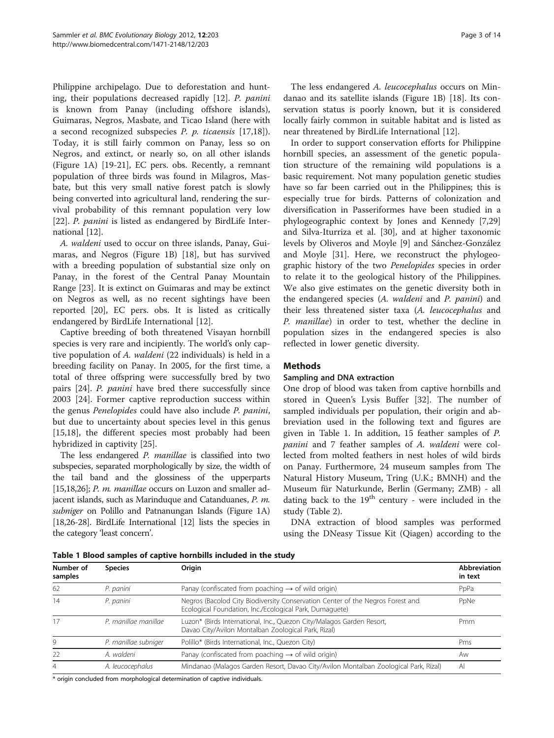Philippine archipelago. Due to deforestation and hunting, their populations decreased rapidly [12]. *P. panini* is known from Panay (including offshore islands), Guimaras, Negros, Masbate, and Ticao Island (here with a second recognized subspecies *P. p. ticaensis* [17,18]). Today, it is still fairly common on Panay, less so on Negros, and extinct, or nearly so, on all other islands (Figure 1A) [19-21], EC pers. obs. Recently, a remnant population of three birds was found in Milagros, Masbate, but this very small native forest patch is slowly being converted into agricultural land, rendering the survival probability of this remnant population very low [22]. *P. panini* is listed as endangered by BirdLife International [12].

*A. waldeni* used to occur on three islands, Panay, Guimaras, and Negros (Figure 1B) [18], but has survived with a breeding population of substantial size only on Panay, in the forest of the Central Panay Mountain Range [23]. It is extinct on Guimaras and may be extinct on Negros as well, as no recent sightings have been reported [20], EC pers. obs. It is listed as critically endangered by BirdLife International [12].

Captive breeding of both threatened Visayan hornbill species is very rare and incipiently. The world's only captive population of *A. waldeni* (22 individuals) is held in a breeding facility on Panay. In 2005, for the first time, a total of three offspring were successfully bred by two pairs [24]. *P. panini* have bred there successfully since 2003 [24]. Former captive reproduction success within the genus *Penelopides* could have also include *P. panini*, but due to uncertainty about species level in this genus [15,18], the different species most probably had been hybridized in captivity [25].

The less endangered *P. manillae* is classified into two subspecies, separated morphologically by size, the width of the tail band and the glossiness of the upperparts [15,18,26]; *P. m. manillae* occurs on Luzon and smaller adjacent islands, such as Marinduque and Catanduanes, *P. m. subniger* on Polillo and Patnanungan Islands (Figure 1A) [18,26-28]. BirdLife International [12] lists the species in the category 'least concern'.

The less endangered *A. leucocephalus* occurs on Mindanao and its satellite islands (Figure 1B) [18]. Its conservation status is poorly known, but it is considered locally fairly common in suitable habitat and is listed as near threatened by BirdLife International [12].

In order to support conservation efforts for Philippine hornbill species, an assessment of the genetic population structure of the remaining wild populations is a basic requirement. Not many population genetic studies have so far been carried out in the Philippines; this is especially true for birds. Patterns of colonization and diversification in Passeriformes have been studied in a phylogeographic context by Jones and Kennedy [7,29] and Silva-Iturriza et al. [30], and at higher taxonomic levels by Oliveros and Moyle [9] and Sánchez-González and Moyle [31]. Here, we reconstruct the phylogeographic history of the two *Penelopides* species in order to relate it to the geological history of the Philippines. We also give estimates on the genetic diversity both in the endangered species (*A. waldeni* and *P. panini*) and their less threatened sister taxa (*A. leucocephalus* and *P. manillae*) in order to test, whether the decline in population sizes in the endangered species is also reflected in lower genetic diversity.

## Methods

### Sampling and DNA extraction

One drop of blood was taken from captive hornbills and stored in Queen's Lysis Buffer [32]. The number of sampled individuals per population, their origin and abbreviation used in the following text and figures are given in Table 1. In addition, 15 feather samples of *P. panini* and 7 feather samples of *A. waldeni* were collected from molted feathers in nest holes of wild birds on Panay. Furthermore, 24 museum samples from The Natural History Museum, Tring (U.K.; BMNH) and the Museum für Naturkunde, Berlin (Germany; ZMB) - all dating back to the 19th century - were included in the study (Table 2).

DNA extraction of blood samples was performed using the DNeasy Tissue Kit (Qiagen) according to the

**Table 1 Blood samples of captive hornbills included in the study**

| Number of samples | Species | Origin | Abbreviation in text |
|---|---|---|---|
| 62 | *P. panini* | Panay (confiscated from poaching → of wild origin) | PpPa |
| 14 | *P. panini* | Negros (Bacolod City Biodiversity Conservation Center of the Negros Forest and Ecological Foundation, Inc./Ecological Park, Dumaguete) | PpNe |
| 17 | *P. manillae manillae* | Luzon* (Birds International, Inc., Quezon City/Malagos Garden Resort, Davao City/Avilon Montalban Zoological Park, Rizal) | Pmm |
| 9 | *P. manillae subniger* | Polillo* (Birds International, Inc., Quezon City) | Pms |
| 22 | *A. waldeni* | Panay (confiscated from poaching → of wild origin) | Aw |
| 4 | *A. leucocephalus* | Mindanao (Malagos Garden Resort, Davao City/Avilon Montalban Zoological Park, Rizal) | Al |

\* origin concluded from morphological determination of captive individuals.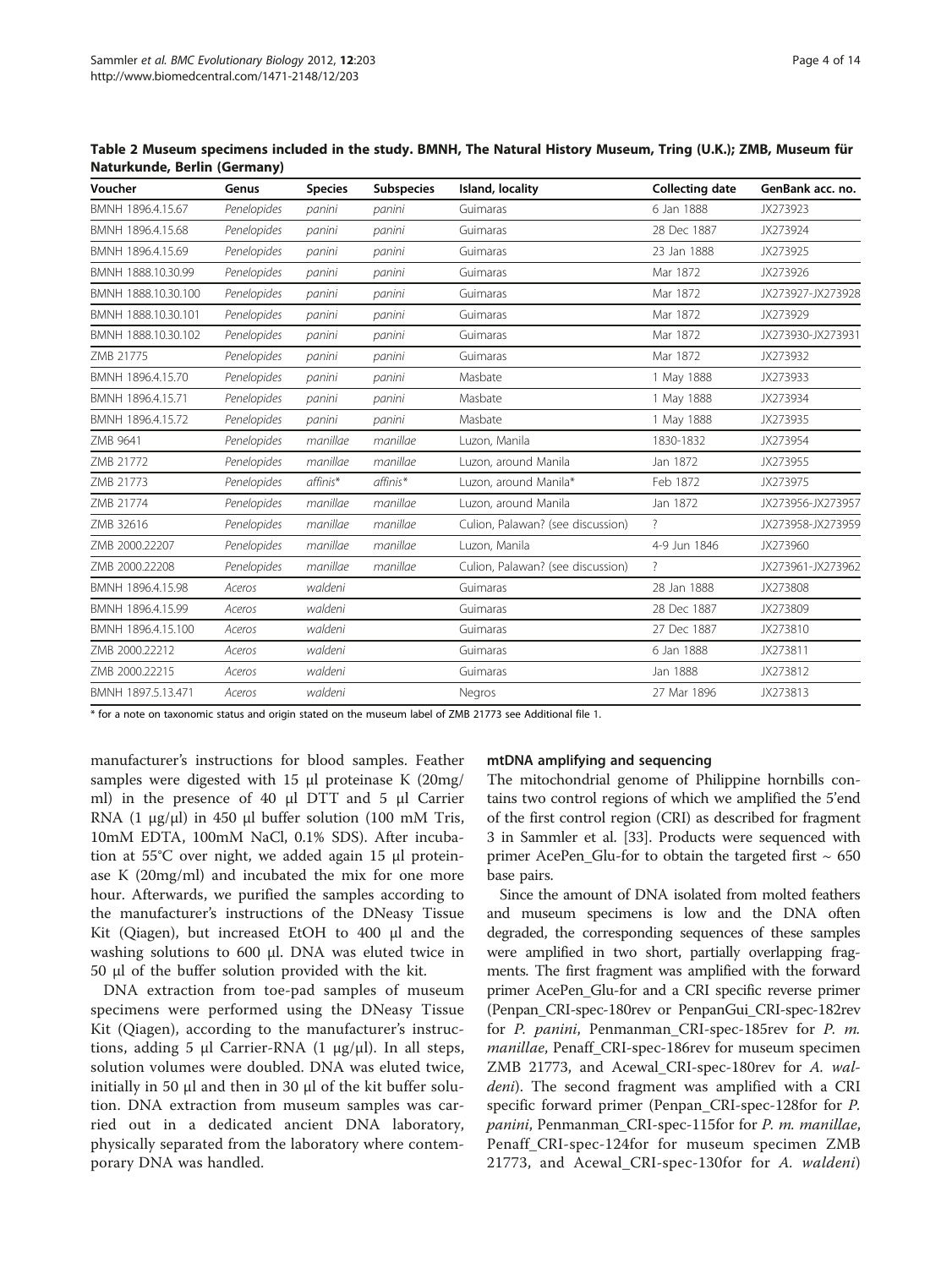**Table 2 Museum specimens included in the study. BMNH, The Natural History Museum, Tring (U.K.); ZMB, Museum für Naturkunde, Berlin (Germany)**

| Voucher | Genus | Species | Subspecies | Island, locality | Collecting date | GenBank acc. no. |
|---|---|---|---|---|---|---|
| BMNH 1896.4.15.67 | *Penelopides* | *panini* | *panini* | Guimaras | 6 Jan 1888 | JX273923 |
| BMNH 1896.4.15.68 | *Penelopides* | *panini* | *panini* | Guimaras | 28 Dec 1887 | JX273924 |
| BMNH 1896.4.15.69 | *Penelopides* | *panini* | *panini* | Guimaras | 23 Jan 1888 | JX273925 |
| BMNH 1888.10.30.99 | *Penelopides* | *panini* | *panini* | Guimaras | Mar 1872 | JX273926 |
| BMNH 1888.10.30.100 | *Penelopides* | *panini* | *panini* | Guimaras | Mar 1872 | JX273927-JX273928 |
| BMNH 1888.10.30.101 | *Penelopides* | *panini* | *panini* | Guimaras | Mar 1872 | JX273929 |
| BMNH 1888.10.30.102 | *Penelopides* | *panini* | *panini* | Guimaras | Mar 1872 | JX273930-JX273931 |
| ZMB 21775 | *Penelopides* | *panini* | *panini* | Guimaras | Mar 1872 | JX273932 |
| BMNH 1896.4.15.70 | *Penelopides* | *panini* | *panini* | Masbate | 1 May 1888 | JX273933 |
| BMNH 1896.4.15.71 | *Penelopides* | *panini* | *panini* | Masbate | 1 May 1888 | JX273934 |
| BMNH 1896.4.15.72 | *Penelopides* | *panini* | *panini* | Masbate | 1 May 1888 | JX273935 |
| ZMB 9641 | *Penelopides* | *manillae* | *manillae* | Luzon, Manila | 1830-1832 | JX273954 |
| ZMB 21772 | *Penelopides* | *manillae* | *manillae* | Luzon, around Manila | Jan 1872 | JX273955 |
| ZMB 21773 | *Penelopides* | *affinis** | *affinis** | Luzon, around Manila* | Feb 1872 | JX273975 |
| ZMB 21774 | *Penelopides* | *manillae* | *manillae* | Luzon, around Manila | Jan 1872 | JX273956-JX273957 |
| ZMB 32616 | *Penelopides* | *manillae* | *manillae* | Culion, Palawan? (see discussion) | ? | JX273958-JX273959 |
| ZMB 2000.22207 | *Penelopides* | *manillae* | *manillae* | Luzon, Manila | 4-9 Jun 1846 | JX273960 |
| ZMB 2000.22208 | *Penelopides* | *manillae* | *manillae* | Culion, Palawan? (see discussion) | ? | JX273961-JX273962 |
| BMNH 1896.4.15.98 | *Aceros* | *waldeni* | | Guimaras | 28 Jan 1888 | JX273808 |
| BMNH 1896.4.15.99 | *Aceros* | *waldeni* | | Guimaras | 28 Dec 1887 | JX273809 |
| BMNH 1896.4.15.100 | *Aceros* | *waldeni* | | Guimaras | 27 Dec 1887 | JX273810 |
| ZMB 2000.22212 | *Aceros* | *waldeni* | | Guimaras | 6 Jan 1888 | JX273811 |
| ZMB 2000.22215 | *Aceros* | *waldeni* | | Guimaras | Jan 1888 | JX273812 |
| BMNH 1897.5.13.471 | *Aceros* | *waldeni* | | Negros | 27 Mar 1896 | JX273813 |

* for a note on taxonomic status and origin stated on the museum label of ZMB 21773 see Additional file 1.

manufacturer's instructions for blood samples. Feather samples were digested with 15 µl proteinase K (20mg/ml) in the presence of 40 µl DTT and 5 µl Carrier RNA (1 µg/µl) in 450 µl buffer solution (100 mM Tris, 10mM EDTA, 100mM NaCl, 0.1% SDS). After incubation at 55°C over night, we added again 15 µl proteinase K (20mg/ml) and incubated the mix for one more hour. Afterwards, we purified the samples according to the manufacturer's instructions of the DNeasy Tissue Kit (Qiagen), but increased EtOH to 400 µl and the washing solutions to 600 µl. DNA was eluted twice in 50 µl of the buffer solution provided with the kit.

DNA extraction from toe-pad samples of museum specimens were performed using the DNeasy Tissue Kit (Qiagen), according to the manufacturer's instructions, adding 5 µl Carrier-RNA (1 µg/µl). In all steps, solution volumes were doubled. DNA was eluted twice, initially in 50 µl and then in 30 µl of the kit buffer solution. DNA extraction from museum samples was carried out in a dedicated ancient DNA laboratory, physically separated from the laboratory where contemporary DNA was handled.

### mtDNA amplifying and sequencing

The mitochondrial genome of Philippine hornbills contains two control regions of which we amplified the 5'end of the first control region (CRI) as described for fragment 3 in Sammler et al. [33]. Products were sequenced with primer AcePen_Glu-for to obtain the targeted first ~ 650 base pairs.

Since the amount of DNA isolated from molted feathers and museum specimens is low and the DNA often degraded, the corresponding sequences of these samples were amplified in two short, partially overlapping fragments. The first fragment was amplified with the forward primer AcePen_Glu-for and a CRI specific reverse primer (Penpan_CRI-spec-180rev or PenpanGui_CRI-spec-182rev for *P. panini*, Penmanman_CRI-spec-185rev for *P. m. manillae*, Penaff_CRI-spec-186rev for museum specimen ZMB 21773, and Acewal_CRI-spec-180rev for *A. waldeni*). The second fragment was amplified with a CRI specific forward primer (Penpan_CRI-spec-128for for *P. panini*, Penmanman_CRI-spec-115for for *P. m. manillae*, Penaff_CRI-spec-124for for museum specimen ZMB 21773, and Acewal_CRI-spec-130for for *A. waldeni*)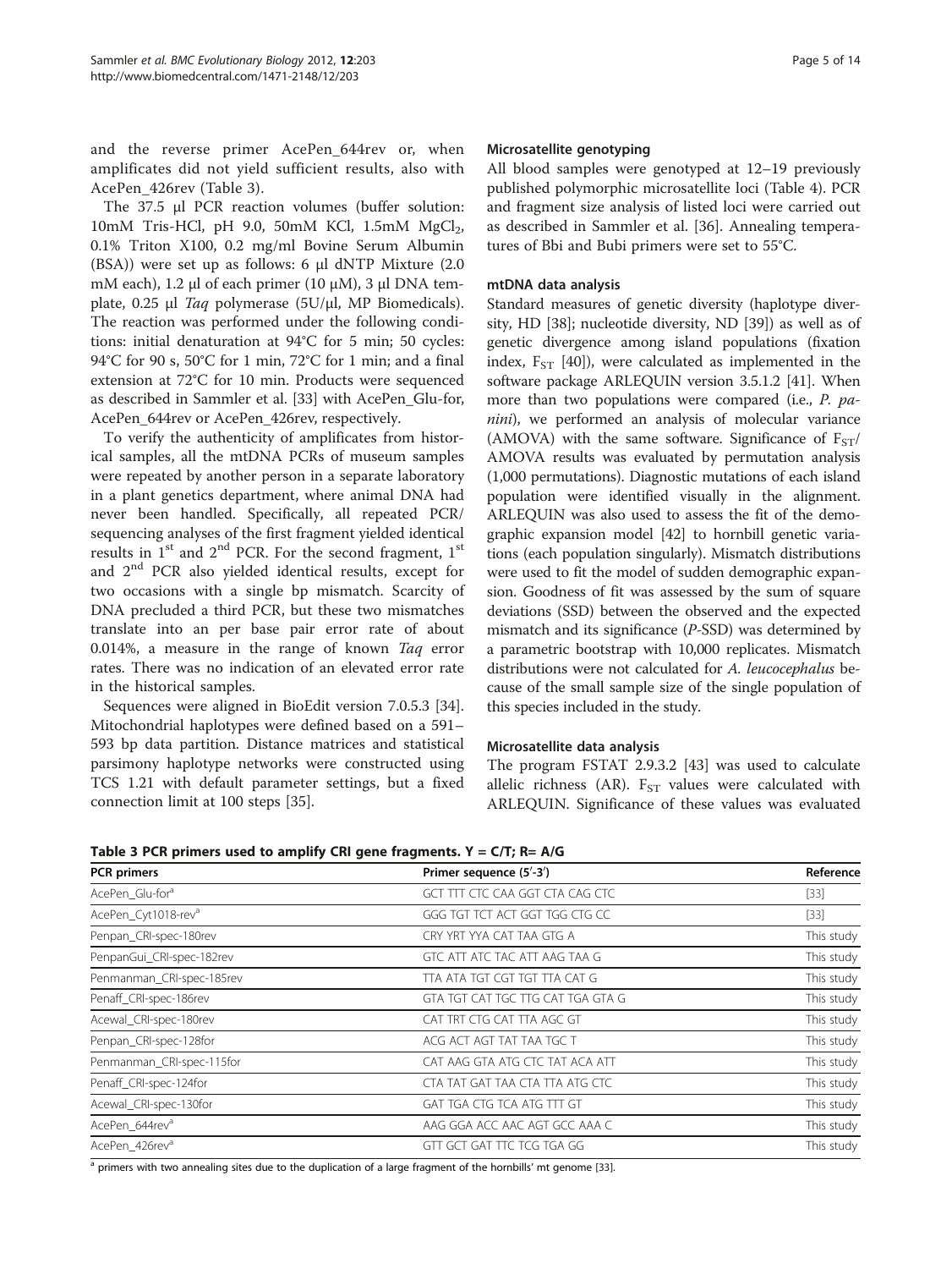and the reverse primer AcePen_644rev or, when amplificates did not yield sufficient results, also with AcePen_426rev (Table 3).

The 37.5 µl PCR reaction volumes (buffer solution: 10mM Tris-HCl, pH 9.0, 50mM KCl, 1.5mM $MgCl_2$, 0.1% Triton X100, 0.2 mg/ml Bovine Serum Albumin (BSA)) were set up as follows: 6 µl dNTP Mixture (2.0 mM each), 1.2 µl of each primer (10 µM), 3 µl DNA template, 0.25 µl *Taq* polymerase (5U/µl, MP Biomedicals). The reaction was performed under the following conditions: initial denaturation at 94°C for 5 min; 50 cycles: 94°C for 90 s, 50°C for 1 min, 72°C for 1 min; and a final extension at 72°C for 10 min. Products were sequenced as described in Sammler et al. [33] with AcePen_Glu-for, AcePen_644rev or AcePen_426rev, respectively.

To verify the authenticity of amplificates from historical samples, all the mtDNA PCRs of museum samples were repeated by another person in a separate laboratory in a plant genetics department, where animal DNA had never been handled. Specifically, all repeated PCR/sequencing analyses of the first fragment yielded identical results in 1st and 2nd PCR. For the second fragment, 1st and 2nd PCR also yielded identical results, except for two occasions with a single bp mismatch. Scarcity of DNA precluded a third PCR, but these two mismatches translate into an per base pair error rate of about 0.014%, a measure in the range of known *Taq* error rates. There was no indication of an elevated error rate in the historical samples.

Sequences were aligned in BioEdit version 7.0.5.3 [34]. Mitochondrial haplotypes were defined based on a 591–593 bp data partition. Distance matrices and statistical parsimony haplotype networks were constructed using TCS 1.21 with default parameter settings, but a fixed connection limit at 100 steps [35].

#### Microsatellite genotyping

All blood samples were genotyped at 12–19 previously published polymorphic microsatellite loci (Table 4). PCR and fragment size analysis of listed loci were carried out as described in Sammler et al. [36]. Annealing temperatures of Bbi and Bubi primers were set to 55°C.

#### mtDNA data analysis

Standard measures of genetic diversity (haplotype diversity, HD [38]; nucleotide diversity, ND [39]) as well as of genetic divergence among island populations (fixation index, $F_{ST}$ [40]), were calculated as implemented in the software package ARLEQUIN version 3.5.1.2 [41]. When more than two populations were compared (i.e., *P. panini*), we performed an analysis of molecular variance (AMOVA) with the same software. Significance of $F_{ST}$/AMOVA results was evaluated by permutation analysis (1,000 permutations). Diagnostic mutations of each island population were identified visually in the alignment. ARLEQUIN was also used to assess the fit of the demographic expansion model [42] to hornbill genetic variations (each population singularly). Mismatch distributions were used to fit the model of sudden demographic expansion. Goodness of fit was assessed by the sum of square deviations (SSD) between the observed and the expected mismatch and its significance (*P*-SSD) was determined by a parametric bootstrap with 10,000 replicates. Mismatch distributions were not calculated for *A. leucocephalus* because of the small sample size of the single population of this species included in the study.

#### Microsatellite data analysis

The program FSTAT 2.9.3.2 [43] was used to calculate allelic richness (AR). $F_{ST}$ values were calculated with ARLEQUIN. Significance of these values was evaluated

**Table 3 PCR primers used to amplify CRI gene fragments. Y = C/T; R= A/G**

| PCR primers | Primer sequence (5′-3′) | Reference |
|---|---|---|
| AcePen_Glu-for[a] | GCT TTT CTC CAA GGT CTA CAG CTC | [33] |
| AcePen_Cyt1018-rev[a] | GGG TGT TCT ACT GGT TGG CTG CC | [33] |
| Penpan_CRI-spec-180rev | CRY YRT YYA CAT TAA GTG A | This study |
| PenpanGui_CRI-spec-182rev | GTC ATT ATC TAC ATT AAG TAA G | This study |
| Penmanman_CRI-spec-185rev | TTA ATA TGT CGT TGT TTA CAT G | This study |
| Penaff_CRI-spec-186rev | GTA TGT CAT TGC TTG CAT TGA GTA G | This study |
| Acewal_CRI-spec-180rev | CAT TRT CTG CAT TTA AGC GT | This study |
| Penpan_CRI-spec-128for | ACG ACT AGT TAT TAA TGC T | This study |
| Penmanman_CRI-spec-115for | CAT AAG GTA ATG CTC TAT ACA ATT | This study |
| Penaff_CRI-spec-124for | CTA TAT GAT TAA CTA TTA ATG CTC | This study |
| Acewal_CRI-spec-130for | GAT TGA CTG TCA ATG TTT GT | This study |
| AcePen_644rev[a] | AAG GGA ACC AAC AGT GCC AAA C | This study |
| AcePen_426rev[a] | GTT GCT GAT TTC TCG TGA GG | This study |

[a] primers with two annealing sites due to the duplication of a large fragment of the hornbills' mt genome [33].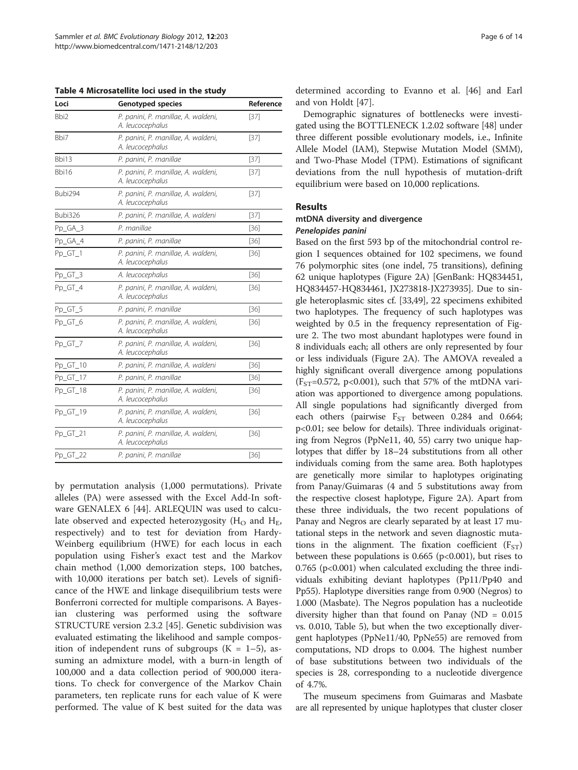**Table 4 Microsatellite loci used in the study**

| Loci | Genotyped species | Reference |
|---|---|---|
| Bbi2 | *P. panini, P. manillae, A. waldeni, A. leucocephalus* | [37] |
| Bbi7 | *P. panini, P. manillae, A. waldeni, A. leucocephalus* | [37] |
| Bbi13 | *P. panini, P. manillae* | [37] |
| Bbi16 | *P. panini, P. manillae, A. waldeni, A. leucocephalus* | [37] |
| Bubi294 | *P. panini, P. manillae, A. waldeni, A. leucocephalus* | [37] |
| Bubi326 | *P. panini, P. manillae, A. waldeni* | [37] |
| Pp_GA_3 | *P. manillae* | [36] |
| Pp_GA_4 | *P. panini, P. manillae* | [36] |
| Pp_GT_1 | *P. panini, P. manillae, A. waldeni, A. leucocephalus* | [36] |
| Pp_GT_3 | *A. leucocephalus* | [36] |
| Pp_GT_4 | *P. panini, P. manillae, A. waldeni, A. leucocephalus* | [36] |
| Pp_GT_5 | *P. panini, P. manillae* | [36] |
| Pp_GT_6 | *P. panini, P. manillae, A. waldeni, A. leucocephalus* | [36] |
| Pp_GT_7 | *P. panini, P. manillae, A. waldeni, A. leucocephalus* | [36] |
| Pp_GT_10 | *P. panini, P. manillae, A. waldeni* | [36] |
| Pp_GT_17 | *P. panini, P. manillae* | [36] |
| Pp_GT_18 | *P. panini, P. manillae, A. waldeni, A. leucocephalus* | [36] |
| Pp_GT_19 | *P. panini, P. manillae, A. waldeni, A. leucocephalus* | [36] |
| Pp_GT_21 | *P. panini, P. manillae, A. waldeni, A. leucocephalus* | [36] |
| Pp_GT_22 | *P. panini, P. manillae* | [36] |

by permutation analysis (1,000 permutations). Private alleles (PA) were assessed with the Excel Add-In software GENALEX 6 [44]. ARLEQUIN was used to calculate observed and expected heterozygosity ($H_O$ and $H_E$, respectively) and to test for deviation from Hardy-Weinberg equilibrium (HWE) for each locus in each population using Fisher's exact test and the Markov chain method (1,000 demorization steps, 100 batches, with 10,000 iterations per batch set). Levels of significance of the HWE and linkage disequilibrium tests were Bonferroni corrected for multiple comparisons. A Bayesian clustering was performed using the software STRUCTURE version 2.3.2 [45]. Genetic subdivision was evaluated estimating the likelihood and sample composition of independent runs of subgroups (K = 1–5), assuming an admixture model, with a burn-in length of 100,000 and a data collection period of 900,000 iterations. To check for convergence of the Markov Chain parameters, ten replicate runs for each value of K were performed. The value of K best suited for the data was determined according to Evanno et al. [46] and Earl and von Holdt [47].

Demographic signatures of bottlenecks were investigated using the BOTTLENECK 1.2.02 software [48] under three different possible evolutionary models, i.e., Infinite Allele Model (IAM), Stepwise Mutation Model (SMM), and Two-Phase Model (TPM). Estimations of significant deviations from the null hypothesis of mutation-drift equilibrium were based on 10,000 replications.

## Results

### mtDNA diversity and divergence

#### *Penelopides panini*

Based on the first 593 bp of the mitochondrial control region I sequences obtained for 102 specimens, we found 76 polymorphic sites (one indel, 75 transitions), defining 62 unique haplotypes (Figure 2A) [GenBank: HQ834451, HQ834457-HQ834461, JX273818-JX273935]. Due to single heteroplasmic sites cf. [33,49], 22 specimens exhibited two haplotypes. The frequency of such haplotypes was weighted by 0.5 in the frequency representation of Figure 2. The two most abundant haplotypes were found in 8 individuals each; all others are only represented by four or less individuals (Figure 2A). The AMOVA revealed a highly significant overall divergence among populations ($F_{ST}$=0.572, p<0.001), such that 57% of the mtDNA variation was apportioned to divergence among populations. All single populations had significantly diverged from each others (pairwise $F_{ST}$ between 0.284 and 0.664; p<0.01; see below for details). Three individuals originating from Negros (PpNe11, 40, 55) carry two unique haplotypes that differ by 18–24 substitutions from all other individuals coming from the same area. Both haplotypes are genetically more similar to haplotypes originating from Panay/Guimaras (4 and 5 substitutions away from the respective closest haplotype, Figure 2A). Apart from these three individuals, the two recent populations of Panay and Negros are clearly separated by at least 17 mutational steps in the network and seven diagnostic mutations in the alignment. The fixation coefficient ($F_{ST}$) between these populations is 0.665 (p<0.001), but rises to 0.765 (p<0.001) when calculated excluding the three individuals exhibiting deviant haplotypes (Pp11/Pp40 and Pp55). Haplotype diversities range from 0.900 (Negros) to 1.000 (Masbate). The Negros population has a nucleotide diversity higher than that found on Panay (ND = 0.015 vs. 0.010, Table 5), but when the two exceptionally divergent haplotypes (PpNe11/40, PpNe55) are removed from computations, ND drops to 0.004. The highest number of base substitutions between two individuals of the species is 28, corresponding to a nucleotide divergence of 4.7%.

The museum specimens from Guimaras and Masbate are all represented by unique haplotypes that cluster closer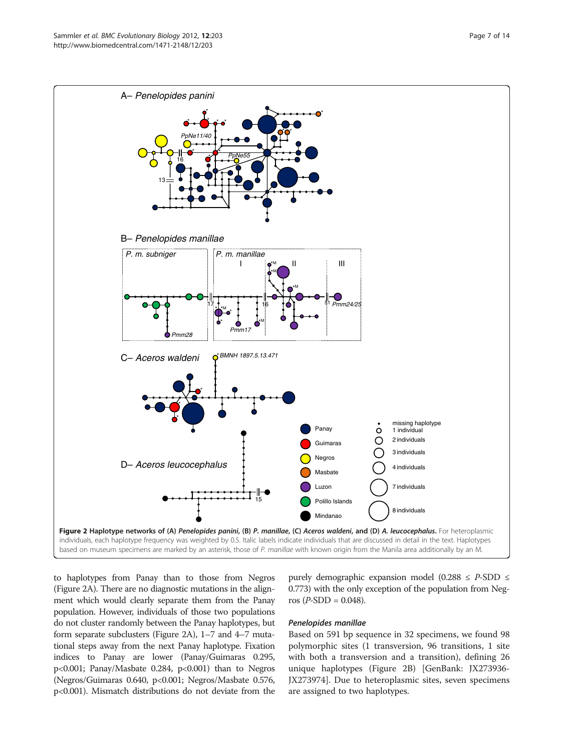Figure 2 Haplotype networks of (A) *Penelopides panini,* (B) *P. manillae,* (C) *Aceros waldeni,* and (D) *A. leucocephalus.* For heteroplasmic individuals, each haplotype frequency was weighted by 0.5. Italic labels indicate individuals that are discussed in detail in the text. Haplotypes based on museum specimens are marked by an asterisk, those of *P. manillae* with known origin from the Manila area additionally by an M.

to haplotypes from Panay than to those from Negros (Figure 2A). There are no diagnostic mutations in the alignment which would clearly separate them from the Panay population. However, individuals of those two populations do not cluster randomly between the Panay haplotypes, but form separate subclusters (Figure 2A), 1–7 and 4–7 mutational steps away from the next Panay haplotype. Fixation indices to Panay are lower (Panay/Guimaras 0.295, $p<0.001$; Panay/Masbate 0.284, $p<0.001$) than to Negros (Negros/Guimaras 0.640, $p<0.001$; Negros/Masbate 0.576, $p<0.001$). Mismatch distributions do not deviate from the purely demographic expansion model ($0.288 \leq P\text{-SDD} \leq 0.773$) with the only exception of the population from Negros ($P\text{-SDD} = 0.048$).

#### *Penelopides manillae*

Based on 591 bp sequence in 32 specimens, we found 98 polymorphic sites (1 transversion, 96 transitions, 1 site with both a transversion and a transition), defining 26 unique haplotypes (Figure 2B) [GenBank: JX273936-JX273974]. Due to heteroplasmic sites, seven specimens are assigned to two haplotypes.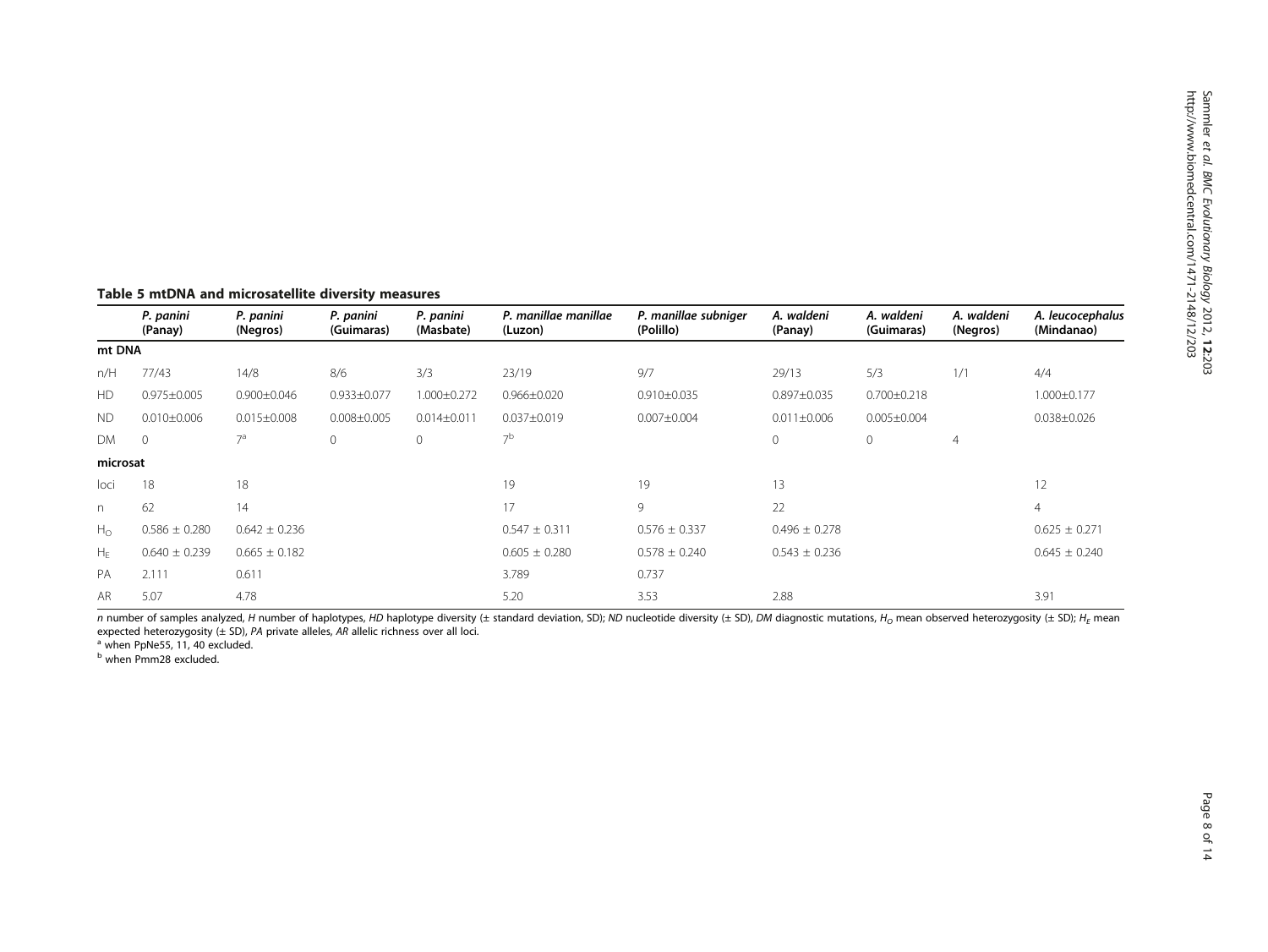**Table 5 mtDNA and microsatellite diversity measures**

| | *P. panini* (Panay) | *P. panini* (Negros) | *P. panini* (Guimaras) | *P. panini* (Masbate) | *P. manillae manillae* (Luzon) | *P. manillae subniger* (Polillo) | *A. waldeni* (Panay) | *A. waldeni* (Guimaras) | *A. waldeni* (Negros) | *A. leucocephalus* (Mindanao) |
|---|---|---|---|---|---|---|---|---|---|---|
| **mt DNA** | | | | | | | | | | |
| n/H | 77/43 | 14/8 | 8/6 | 3/3 | 23/19 | 9/7 | 29/13 | 5/3 | 1/1 | 4/4 |
| HD | 0.975±0.005 | 0.900±0.046 | 0.933±0.077 | 1.000±0.272 | 0.966±0.020 | 0.910±0.035 | 0.897±0.035 | 0.700±0.218 | | 1.000±0.177 |
| ND | 0.010±0.006 | 0.015±0.008 | 0.008±0.005 | 0.014±0.011 | 0.037±0.019 | 0.007±0.004 | 0.011±0.006 | 0.005±0.004 | | 0.038±0.026 |
| DM | 0 | 7[a] | 0 | 0 | 7[b] | | 0 | 0 | 4 | |
| **microsat** | | | | | | | | | | |
| loci | 18 | 18 | | | 19 | 19 | 13 | | | 12 |
| n | 62 | 14 | | | 17 | 9 | 22 | | | 4 |
| $H_O$ | 0.586 ± 0.280 | 0.642 ± 0.236 | | | 0.547 ± 0.311 | 0.576 ± 0.337 | 0.496 ± 0.278 | | | 0.625 ± 0.271 |
| $H_E$ | 0.640 ± 0.239 | 0.665 ± 0.182 | | | 0.605 ± 0.280 | 0.578 ± 0.240 | 0.543 ± 0.236 | | | 0.645 ± 0.240 |
| PA | 2.111 | 0.611 | | | 3.789 | 0.737 | | | | |
| AR | 5.07 | 4.78 | | | 5.20 | 3.53 | 2.88 | | | 3.91 |

*n* number of samples analyzed, *H* number of haplotypes, *HD* haplotype diversity (± standard deviation, SD); *ND* nucleotide diversity (± SD), *DM* diagnostic mutations, $H_O$ mean observed heterozygosity (± SD); $H_E$ mean expected heterozygosity (± SD), *PA* private alleles, *AR* allelic richness over all loci.

[a] when PpNe55, 11, 40 excluded.

[b] when Pmm28 excluded.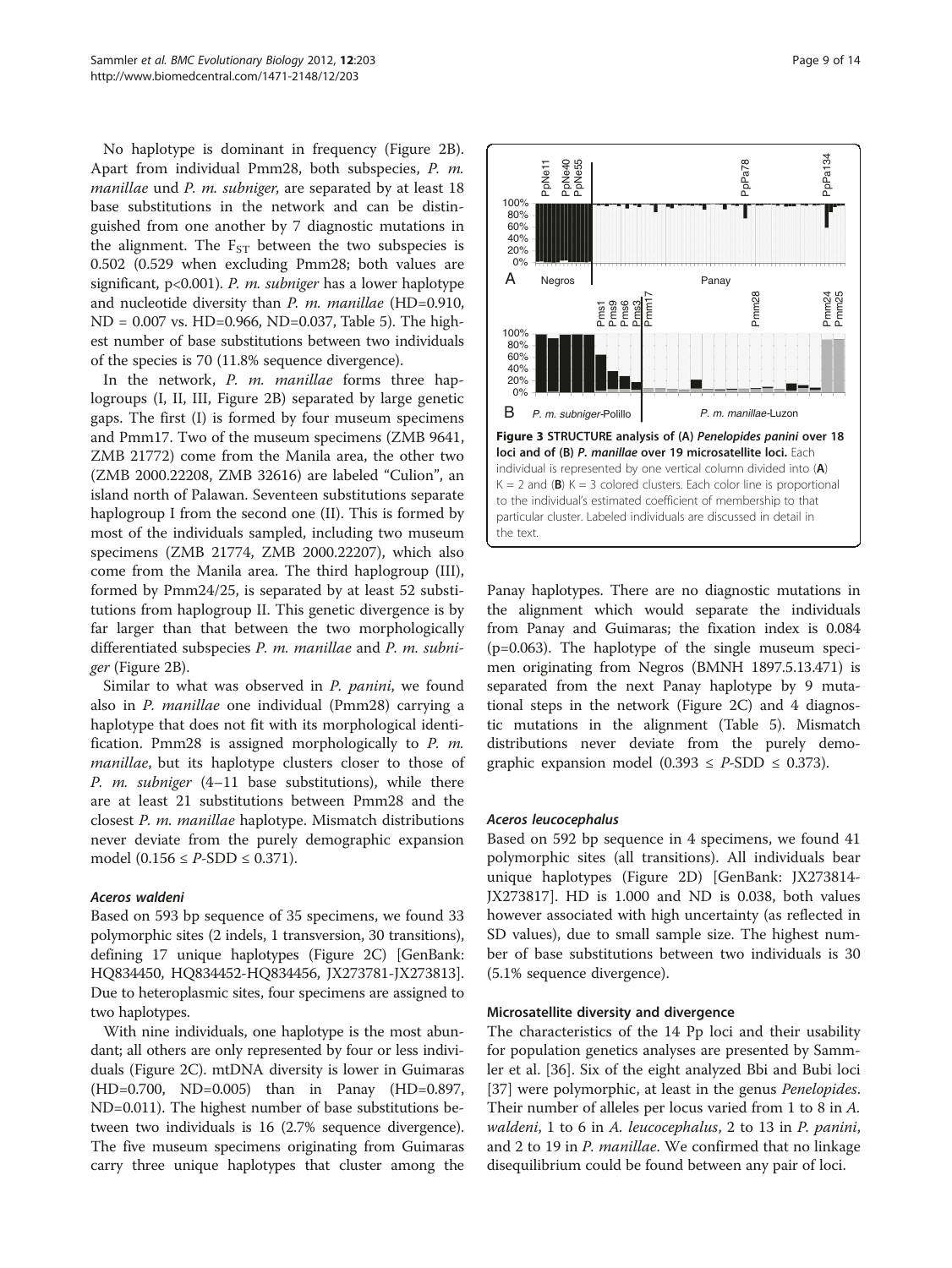No haplotype is dominant in frequency (Figure 2B). Apart from individual Pmm28, both subspecies, *P. m. manillae* und *P. m. subniger*, are separated by at least 18 base substitutions in the network and can be distinguished from one another by 7 diagnostic mutations in the alignment. The $F_{ST}$ between the two subspecies is 0.502 (0.529 when excluding Pmm28; both values are significant, p<0.001). *P. m. subniger* has a lower haplotype and nucleotide diversity than *P. m. manillae* (HD=0.910, ND = 0.007 vs. HD=0.966, ND=0.037, Table 5). The highest number of base substitutions between two individuals of the species is 70 (11.8% sequence divergence).

In the network, *P. m. manillae* forms three haplogroups (I, II, III, Figure 2B) separated by large genetic gaps. The first (I) is formed by four museum specimens and Pmm17. Two of the museum specimens (ZMB 9641, ZMB 21772) come from the Manila area, the other two (ZMB 2000.22208, ZMB 32616) are labeled "Culion", an island north of Palawan. Seventeen substitutions separate haplogroup I from the second one (II). This is formed by most of the individuals sampled, including two museum specimens (ZMB 21774, ZMB 2000.22207), which also come from the Manila area. The third haplogroup (III), formed by Pmm24/25, is separated by at least 52 substitutions from haplogroup II. This genetic divergence is by far larger than that between the two morphologically differentiated subspecies *P. m. manillae* and *P. m. subniger* (Figure 2B).

Similar to what was observed in *P. panini*, we found also in *P. manillae* one individual (Pmm28) carrying a haplotype that does not fit with its morphological identification. Pmm28 is assigned morphologically to *P. m. manillae*, but its haplotype clusters closer to those of *P. m. subniger* (4–11 base substitutions), while there are at least 21 substitutions between Pmm28 and the closest *P. m. manillae* haplotype. Mismatch distributions never deviate from the purely demographic expansion model ($0.156 \le P$-SDD $\le 0.371$).

#### *Aceros waldeni*

Based on 593 bp sequence of 35 specimens, we found 33 polymorphic sites (2 indels, 1 transversion, 30 transitions), defining 17 unique haplotypes (Figure 2C) [GenBank: HQ834450, HQ834452-HQ834456, JX273781-JX273813]. Due to heteroplasmic sites, four specimens are assigned to two haplotypes.

With nine individuals, one haplotype is the most abundant; all others are only represented by four or less individuals (Figure 2C). mtDNA diversity is lower in Guimaras (HD=0.700, ND=0.005) than in Panay (HD=0.897, ND=0.011). The highest number of base substitutions between two individuals is 16 (2.7% sequence divergence). The five museum specimens originating from Guimaras carry three unique haplotypes that cluster among the Panay haplotypes. There are no diagnostic mutations in the alignment which would separate the individuals from Panay and Guimaras; the fixation index is 0.084 (p=0.063). The haplotype of the single museum specimen originating from Negros (BMNH 1897.5.13.471) is separated from the next Panay haplotype by 9 mutational steps in the network (Figure 2C) and 4 diagnostic mutations in the alignment (Table 5). Mismatch distributions never deviate from the purely demographic expansion model ($0.393 \le P$-SDD $\le 0.373$).

**Figure 3 STRUCTURE analysis of (A) *Penelopides panini* over 18 loci and of (B) *P. manillae* over 19 microsatellite loci.** Each individual is represented by one vertical column divided into (**A**) K = 2 and (**B**) K = 3 colored clusters. Each color line is proportional to the individual's estimated coefficient of membership to that particular cluster. Labeled individuals are discussed in detail in the text.

#### *Aceros leucocephalus*

Based on 592 bp sequence in 4 specimens, we found 41 polymorphic sites (all transitions). All individuals bear unique haplotypes (Figure 2D) [GenBank: JX273814-JX273817]. HD is 1.000 and ND is 0.038, both values however associated with high uncertainty (as reflected in SD values), due to small sample size. The highest number of base substitutions between two individuals is 30 (5.1% sequence divergence).

### Microsatellite diversity and divergence

The characteristics of the 14 Pp loci and their usability for population genetics analyses are presented by Sammler et al. [36]. Six of the eight analyzed Bbi and Bubi loci [37] were polymorphic, at least in the genus *Penelopides*. Their number of alleles per locus varied from 1 to 8 in *A. waldeni*, 1 to 6 in *A. leucocephalus*, 2 to 13 in *P. panini*, and 2 to 19 in *P. manillae*. We confirmed that no linkage disequilibrium could be found between any pair of loci.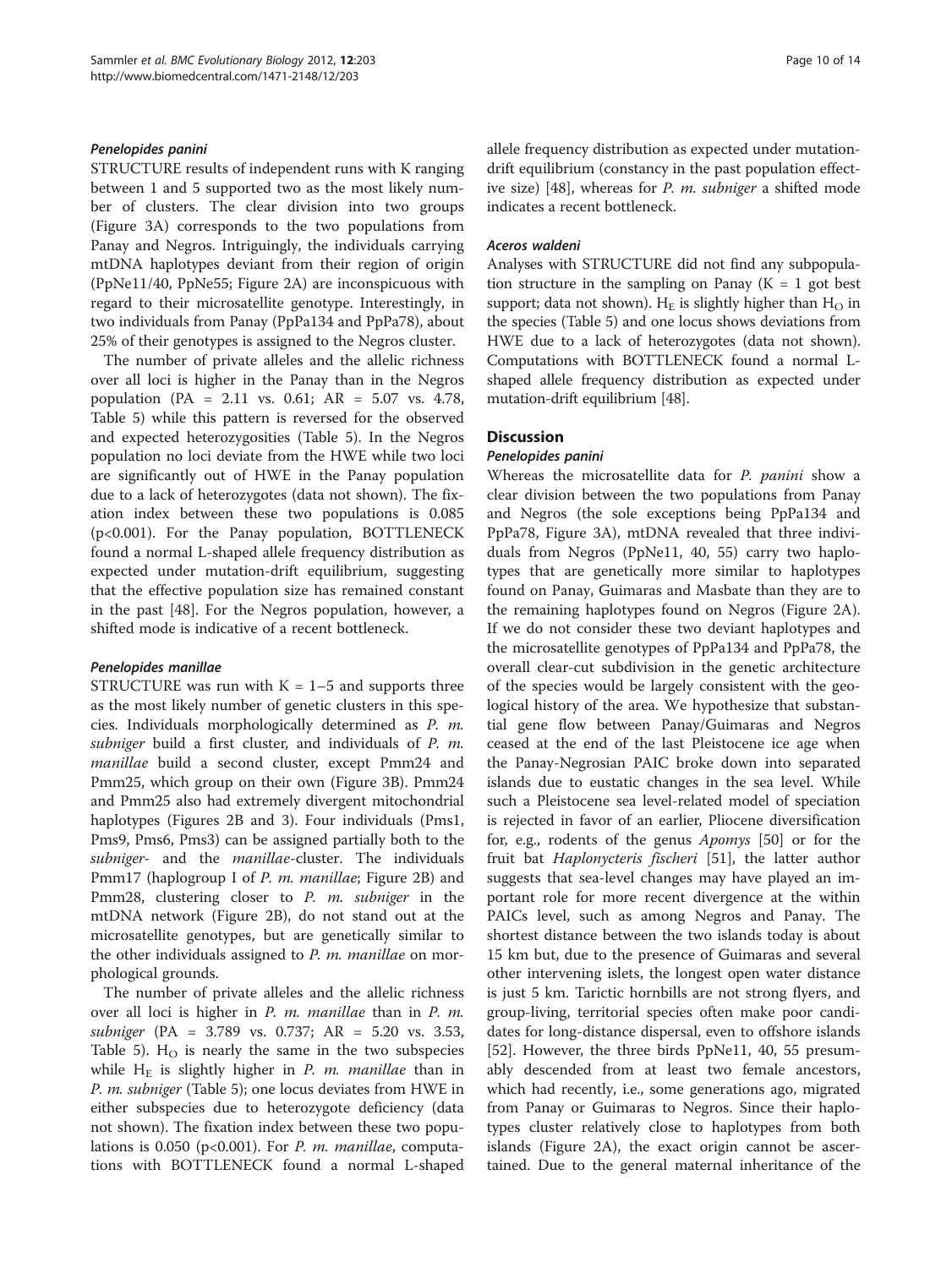#### *Penelopides panini*

STRUCTURE results of independent runs with K ranging between 1 and 5 supported two as the most likely number of clusters. The clear division into two groups (Figure 3A) corresponds to the two populations from Panay and Negros. Intriguingly, the individuals carrying mtDNA haplotypes deviant from their region of origin (PpNe11/40, PpNe55; Figure 2A) are inconspicuous with regard to their microsatellite genotype. Interestingly, in two individuals from Panay (PpPa134 and PpPa78), about 25% of their genotypes is assigned to the Negros cluster.

The number of private alleles and the allelic richness over all loci is higher in the Panay than in the Negros population (PA = 2.11 vs. 0.61; AR = 5.07 vs. 4.78, Table 5) while this pattern is reversed for the observed and expected heterozygosities (Table 5). In the Negros population no loci deviate from the HWE while two loci are significantly out of HWE in the Panay population due to a lack of heterozygotes (data not shown). The fixation index between these two populations is 0.085 ($p<0.001$). For the Panay population, BOTTLENECK found a normal L-shaped allele frequency distribution as expected under mutation-drift equilibrium, suggesting that the effective population size has remained constant in the past [48]. For the Negros population, however, a shifted mode is indicative of a recent bottleneck.

#### *Penelopides manillae*

STRUCTURE was run with K = 1–5 and supports three as the most likely number of genetic clusters in this species. Individuals morphologically determined as *P. m. subniger* build a first cluster, and individuals of *P. m. manillae* build a second cluster, except Pmm24 and Pmm25, which group on their own (Figure 3B). Pmm24 and Pmm25 also had extremely divergent mitochondrial haplotypes (Figures 2B and 3). Four individuals (Pms1, Pms9, Pms6, Pms3) can be assigned partially both to the *subniger*- and the *manillae*-cluster. The individuals Pmm17 (haplogroup I of *P. m. manillae*; Figure 2B) and Pmm28, clustering closer to *P. m. subniger* in the mtDNA network (Figure 2B), do not stand out at the microsatellite genotypes, but are genetically similar to the other individuals assigned to *P. m. manillae* on morphological grounds.

The number of private alleles and the allelic richness over all loci is higher in *P. m. manillae* than in *P. m. subniger* (PA = 3.789 vs. 0.737; AR = 5.20 vs. 3.53, Table 5). $H_O$ is nearly the same in the two subspecies while $H_E$ is slightly higher in *P. m. manillae* than in *P. m. subniger* (Table 5); one locus deviates from HWE in either subspecies due to heterozygote deficiency (data not shown). The fixation index between these two populations is 0.050 ($p<0.001$). For *P. m. manillae*, computations with BOTTLENECK found a normal L-shaped allele frequency distribution as expected under mutation-drift equilibrium (constancy in the past population effective size) [48], whereas for *P. m. subniger* a shifted mode indicates a recent bottleneck.

#### *Aceros waldeni*

Analyses with STRUCTURE did not find any subpopulation structure in the sampling on Panay (K = 1 got best support; data not shown). $H_E$ is slightly higher than $H_O$ in the species (Table 5) and one locus shows deviations from HWE due to a lack of heterozygotes (data not shown). Computations with BOTTLENECK found a normal L-shaped allele frequency distribution as expected under mutation-drift equilibrium [48].

## Discussion

#### *Penelopides panini*

Whereas the microsatellite data for *P. panini* show a clear division between the two populations from Panay and Negros (the sole exceptions being PpPa134 and PpPa78, Figure 3A), mtDNA revealed that three individuals from Negros (PpNe11, 40, 55) carry two haplotypes that are genetically more similar to haplotypes found on Panay, Guimaras and Masbate than they are to the remaining haplotypes found on Negros (Figure 2A). If we do not consider these two deviant haplotypes and the microsatellite genotypes of PpPa134 and PpPa78, the overall clear-cut subdivision in the genetic architecture of the species would be largely consistent with the geological history of the area. We hypothesize that substantial gene flow between Panay/Guimaras and Negros ceased at the end of the last Pleistocene ice age when the Panay-Negrosian PAIC broke down into separated islands due to eustatic changes in the sea level. While such a Pleistocene sea level-related model of speciation is rejected in favor of an earlier, Pliocene diversification for, e.g., rodents of the genus *Apomys* [50] or for the fruit bat *Haplonycteris fischeri* [51], the latter author suggests that sea-level changes may have played an important role for more recent divergence at the within PAICs level, such as among Negros and Panay. The shortest distance between the two islands today is about 15 km but, due to the presence of Guimaras and several other intervening islets, the longest open water distance is just 5 km. Tarictic hornbills are not strong flyers, and group-living, territorial species often make poor candidates for long-distance dispersal, even to offshore islands [52]. However, the three birds PpNe11, 40, 55 presumably descended from at least two female ancestors, which had recently, i.e., some generations ago, migrated from Panay or Guimaras to Negros. Since their haplotypes cluster relatively close to haplotypes from both islands (Figure 2A), the exact origin cannot be ascertained. Due to the general maternal inheritance of the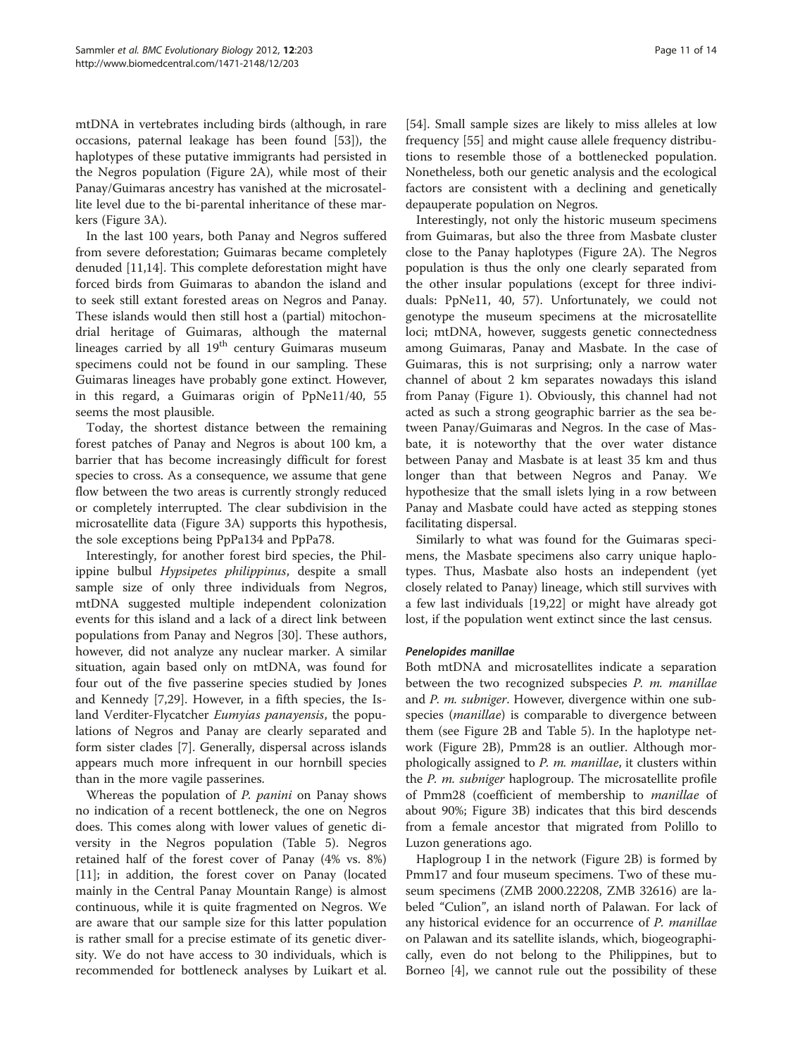mtDNA in vertebrates including birds (although, in rare occasions, paternal leakage has been found [53]), the haplotypes of these putative immigrants had persisted in the Negros population (Figure 2A), while most of their Panay/Guimaras ancestry has vanished at the microsatellite level due to the bi-parental inheritance of these markers (Figure 3A).

In the last 100 years, both Panay and Negros suffered from severe deforestation; Guimaras became completely denuded [11,14]. This complete deforestation might have forced birds from Guimaras to abandon the island and to seek still extant forested areas on Negros and Panay. These islands would then still host a (partial) mitochondrial heritage of Guimaras, although the maternal lineages carried by all 19th century Guimaras museum specimens could not be found in our sampling. These Guimaras lineages have probably gone extinct. However, in this regard, a Guimaras origin of PpNe11/40, 55 seems the most plausible.

Today, the shortest distance between the remaining forest patches of Panay and Negros is about 100 km, a barrier that has become increasingly difficult for forest species to cross. As a consequence, we assume that gene flow between the two areas is currently strongly reduced or completely interrupted. The clear subdivision in the microsatellite data (Figure 3A) supports this hypothesis, the sole exceptions being PpPa134 and PpPa78.

Interestingly, for another forest bird species, the Philippine bulbul *Hypsipetes philippinus*, despite a small sample size of only three individuals from Negros, mtDNA suggested multiple independent colonization events for this island and a lack of a direct link between populations from Panay and Negros [30]. These authors, however, did not analyze any nuclear marker. A similar situation, again based only on mtDNA, was found for four out of the five passerine species studied by Jones and Kennedy [7,29]. However, in a fifth species, the Island Verditer-Flycatcher *Eumyias panayensis*, the populations of Negros and Panay are clearly separated and form sister clades [7]. Generally, dispersal across islands appears much more infrequent in our hornbill species than in the more vagile passerines.

Whereas the population of *P. panini* on Panay shows no indication of a recent bottleneck, the one on Negros does. This comes along with lower values of genetic diversity in the Negros population (Table 5). Negros retained half of the forest cover of Panay (4% vs. 8%) [11]; in addition, the forest cover on Panay (located mainly in the Central Panay Mountain Range) is almost continuous, while it is quite fragmented on Negros. We are aware that our sample size for this latter population is rather small for a precise estimate of its genetic diversity. We do not have access to 30 individuals, which is recommended for bottleneck analyses by Luikart et al. [54]. Small sample sizes are likely to miss alleles at low frequency [55] and might cause allele frequency distributions to resemble those of a bottlenecked population. Nonetheless, both our genetic analysis and the ecological factors are consistent with a declining and genetically depauperate population on Negros.

Interestingly, not only the historic museum specimens from Guimaras, but also the three from Masbate cluster close to the Panay haplotypes (Figure 2A). The Negros population is thus the only one clearly separated from the other insular populations (except for three individuals: PpNe11, 40, 57). Unfortunately, we could not genotype the museum specimens at the microsatellite loci; mtDNA, however, suggests genetic connectedness among Guimaras, Panay and Masbate. In the case of Guimaras, this is not surprising; only a narrow water channel of about 2 km separates nowadays this island from Panay (Figure 1). Obviously, this channel had not acted as such a strong geographic barrier as the sea between Panay/Guimaras and Negros. In the case of Masbate, it is noteworthy that the over water distance between Panay and Masbate is at least 35 km and thus longer than that between Negros and Panay. We hypothesize that the small islets lying in a row between Panay and Masbate could have acted as stepping stones facilitating dispersal.

Similarly to what was found for the Guimaras specimens, the Masbate specimens also carry unique haplotypes. Thus, Masbate also hosts an independent (yet closely related to Panay) lineage, which still survives with a few last individuals [19,22] or might have already got lost, if the population went extinct since the last census.

#### *Penelopides manillae*

Both mtDNA and microsatellites indicate a separation between the two recognized subspecies *P. m. manillae* and *P. m. subniger*. However, divergence within one subspecies (*manillae*) is comparable to divergence between them (see Figure 2B and Table 5). In the haplotype network (Figure 2B), Pmm28 is an outlier. Although morphologically assigned to *P. m. manillae*, it clusters within the *P. m. subniger* haplogroup. The microsatellite profile of Pmm28 (coefficient of membership to *manillae* of about 90%; Figure 3B) indicates that this bird descends from a female ancestor that migrated from Polillo to Luzon generations ago.

Haplogroup I in the network (Figure 2B) is formed by Pmm17 and four museum specimens. Two of these museum specimens (ZMB 2000.22208, ZMB 32616) are labeled "Culion", an island north of Palawan. For lack of any historical evidence for an occurrence of *P. manillae* on Palawan and its satellite islands, which, biogeographically, even do not belong to the Philippines, but to Borneo [4], we cannot rule out the possibility of these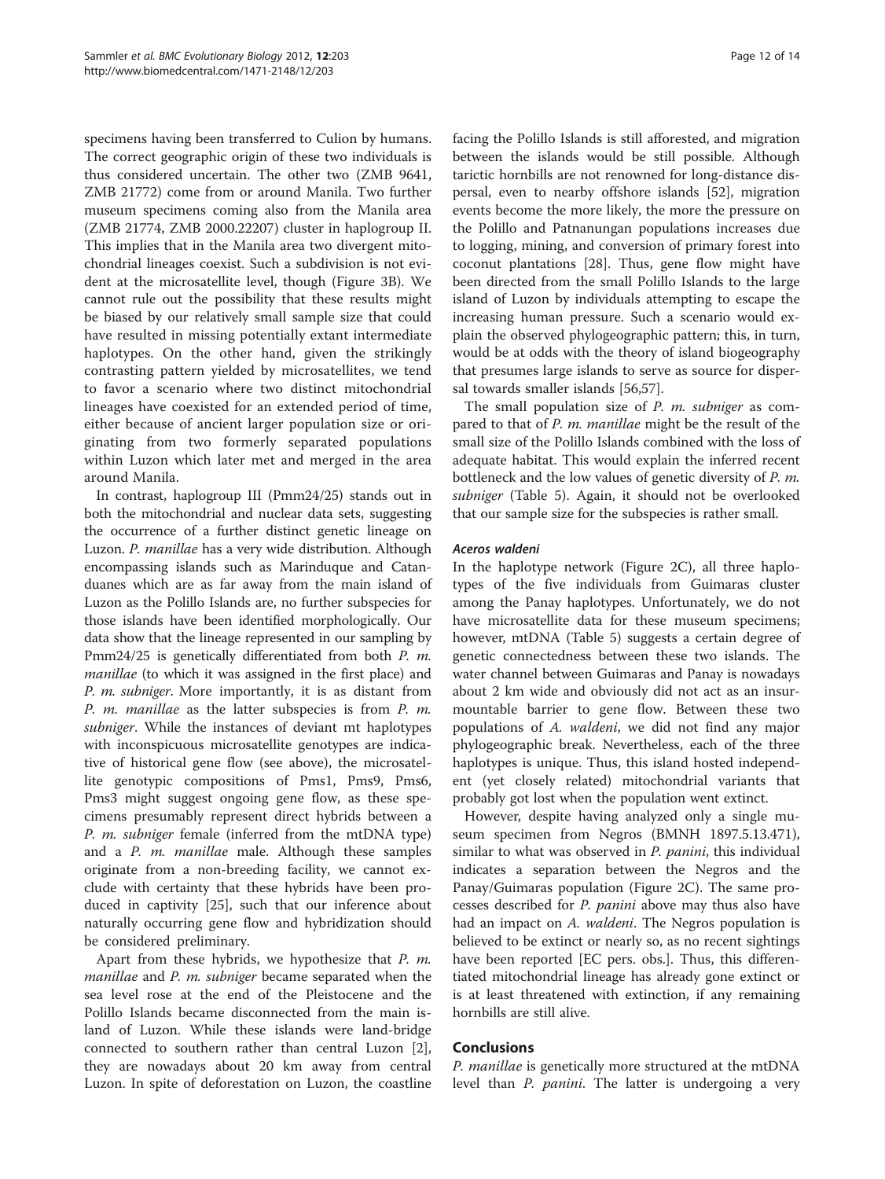specimens having been transferred to Culion by humans. The correct geographic origin of these two individuals is thus considered uncertain. The other two (ZMB 9641, ZMB 21772) come from or around Manila. Two further museum specimens coming also from the Manila area (ZMB 21774, ZMB 2000.22207) cluster in haplogroup II. This implies that in the Manila area two divergent mitochondrial lineages coexist. Such a subdivision is not evident at the microsatellite level, though (Figure 3B). We cannot rule out the possibility that these results might be biased by our relatively small sample size that could have resulted in missing potentially extant intermediate haplotypes. On the other hand, given the strikingly contrasting pattern yielded by microsatellites, we tend to favor a scenario where two distinct mitochondrial lineages have coexisted for an extended period of time, either because of ancient larger population size or originating from two formerly separated populations within Luzon which later met and merged in the area around Manila.

In contrast, haplogroup III (Pmm24/25) stands out in both the mitochondrial and nuclear data sets, suggesting the occurrence of a further distinct genetic lineage on Luzon. *P. manillae* has a very wide distribution. Although encompassing islands such as Marinduque and Catanduanes which are as far away from the main island of Luzon as the Polillo Islands are, no further subspecies for those islands have been identified morphologically. Our data show that the lineage represented in our sampling by Pmm24/25 is genetically differentiated from both *P. m. manillae* (to which it was assigned in the first place) and *P. m. subniger*. More importantly, it is as distant from *P. m. manillae* as the latter subspecies is from *P. m. subniger*. While the instances of deviant mt haplotypes with inconspicuous microsatellite genotypes are indicative of historical gene flow (see above), the microsatellite genotypic compositions of Pms1, Pms9, Pms6, Pms3 might suggest ongoing gene flow, as these specimens presumably represent direct hybrids between a *P. m. subniger* female (inferred from the mtDNA type) and a *P. m. manillae* male. Although these samples originate from a non-breeding facility, we cannot exclude with certainty that these hybrids have been produced in captivity [25], such that our inference about naturally occurring gene flow and hybridization should be considered preliminary.

Apart from these hybrids, we hypothesize that *P. m. manillae* and *P. m. subniger* became separated when the sea level rose at the end of the Pleistocene and the Polillo Islands became disconnected from the main island of Luzon. While these islands were land-bridge connected to southern rather than central Luzon [2], they are nowadays about 20 km away from central Luzon. In spite of deforestation on Luzon, the coastline facing the Polillo Islands is still afforested, and migration between the islands would be still possible. Although tarictic hornbills are not renowned for long-distance dispersal, even to nearby offshore islands [52], migration events become the more likely, the more the pressure on the Polillo and Patnanungan populations increases due to logging, mining, and conversion of primary forest into coconut plantations [28]. Thus, gene flow might have been directed from the small Polillo Islands to the large island of Luzon by individuals attempting to escape the increasing human pressure. Such a scenario would explain the observed phylogeographic pattern; this, in turn, would be at odds with the theory of island biogeography that presumes large islands to serve as source for dispersal towards smaller islands [56,57].

The small population size of *P. m. subniger* as compared to that of *P. m. manillae* might be the result of the small size of the Polillo Islands combined with the loss of adequate habitat. This would explain the inferred recent bottleneck and the low values of genetic diversity of *P. m. subniger* (Table 5). Again, it should not be overlooked that our sample size for the subspecies is rather small.

#### *Aceros waldeni*

In the haplotype network (Figure 2C), all three haplotypes of the five individuals from Guimaras cluster among the Panay haplotypes. Unfortunately, we do not have microsatellite data for these museum specimens; however, mtDNA (Table 5) suggests a certain degree of genetic connectedness between these two islands. The water channel between Guimaras and Panay is nowadays about 2 km wide and obviously did not act as an insurmountable barrier to gene flow. Between these two populations of *A. waldeni*, we did not find any major phylogeographic break. Nevertheless, each of the three haplotypes is unique. Thus, this island hosted independent (yet closely related) mitochondrial variants that probably got lost when the population went extinct.

However, despite having analyzed only a single museum specimen from Negros (BMNH 1897.5.13.471), similar to what was observed in *P. panini*, this individual indicates a separation between the Negros and the Panay/Guimaras population (Figure 2C). The same processes described for *P. panini* above may thus also have had an impact on *A. waldeni*. The Negros population is believed to be extinct or nearly so, as no recent sightings have been reported [EC pers. obs.]. Thus, this differentiated mitochondrial lineage has already gone extinct or is at least threatened with extinction, if any remaining hornbills are still alive.

## Conclusions

*P. manillae* is genetically more structured at the mtDNA level than *P. panini*. The latter is undergoing a very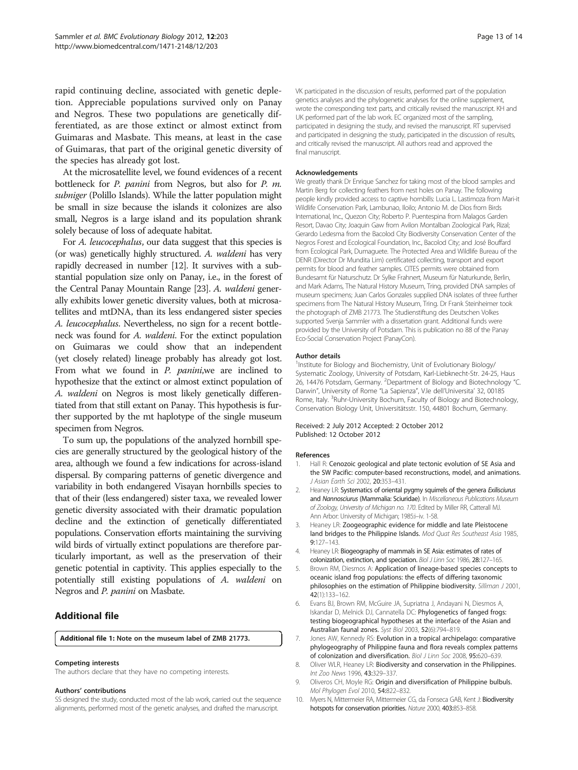rapid continuing decline, associated with genetic depletion. Appreciable populations survived only on Panay and Negros. These two populations are genetically differentiated, as are those extinct or almost extinct from Guimaras and Masbate. This means, at least in the case of Guimaras, that part of the original genetic diversity of the species has already got lost.

At the microsatellite level, we found evidences of a recent bottleneck for *P. panini* from Negros, but also for *P. m. subniger* (Polillo Islands). While the latter population might be small in size because the islands it colonizes are also small, Negros is a large island and its population shrank solely because of loss of adequate habitat.

For *A. leucocephalus*, our data suggest that this species is (or was) genetically highly structured. *A. waldeni* has very rapidly decreased in number [12]. It survives with a substantial population size only on Panay, i.e., in the forest of the Central Panay Mountain Range [23]. *A. waldeni* generally exhibits lower genetic diversity values, both at microsatellites and mtDNA, than its less endangered sister species *A. leucocephalus*. Nevertheless, no sign for a recent bottleneck was found for *A. waldeni*. For the extinct population on Guimaras we could show that an independent (yet closely related) lineage probably has already got lost. From what we found in *P. panini*,we are inclined to hypothesize that the extinct or almost extinct population of *A. waldeni* on Negros is most likely genetically differentiated from that still extant on Panay. This hypothesis is further supported by the mt haplotype of the single museum specimen from Negros.

To sum up, the populations of the analyzed hornbill species are generally structured by the geological history of the area, although we found a few indications for across-island dispersal. By comparing patterns of genetic divergence and variability in both endangered Visayan hornbills species to that of their (less endangered) sister taxa, we revealed lower genetic diversity associated with their dramatic population decline and the extinction of genetically differentiated populations. Conservation efforts maintaining the surviving wild birds of virtually extinct populations are therefore particularly important, as well as the preservation of their genetic potential in captivity. This applies especially to the potentially still existing populations of *A. waldeni* on Negros and *P. panini* on Masbate.

## Additional file

**Additional file 1: Note on the museum label of ZMB 21773.**

#### Competing interests

The authors declare that they have no competing interests.

#### Authors' contributions

SS designed the study, conducted most of the lab work, carried out the sequence alignments, performed most of the genetic analyses, and drafted the manuscript. VK participated in the discussion of results, performed part of the population genetics analyses and the phylogenetic analyses for the online supplement, wrote the corresponding text parts, and critically revised the manuscript. KH and UK performed part of the lab work. EC organized most of the sampling, participated in designing the study, and revised the manuscript. RT supervised and participated in designing the study, participated in the discussion of results, and critically revised the manuscript. All authors read and approved the final manuscript.

#### Acknowledgements

We greatly thank Dr Enrique Sanchez for taking most of the blood samples and Martin Berg for collecting feathers from nest holes on Panay. The following people kindly provided access to captive hornbills: Lucia L. Lastimoza from Mari-it Wildlife Conservation Park, Lambunao, Iloilo; Antonio M. de Dios from Birds International, Inc., Quezon City; Roberto P. Puentespina from Malagos Garden Resort, Davao City; Joaquin Gaw from Avilon Montalban Zoological Park, Rizal; Gerardo Ledesma from the Bacolod City Biodiversity Conservation Center of the Negros Forest and Ecological Foundation, Inc., Bacolod City; and José Bouffard from Ecological Park, Dumaguete. The Protected Area and Wildlife Bureau of the DENR (Director Dr Mundita Lim) certificated collecting, transport and export permits for blood and feather samples. CITES permits were obtained from Bundesamt für Naturschutz. Dr Sylke Frahnert, Museum für Naturkunde, Berlin, and Mark Adams, The Natural History Museum, Tring, provided DNA samples of museum specimens; Juan Carlos Gonzales supplied DNA isolates of three further specimens from The Natural History Museum, Tring. Dr Frank Steinheimer took the photograph of ZMB 21773. The Studienstiftung des Deutschen Volkes supported Svenja Sammler with a dissertation grant. Additional funds were provided by the University of Potsdam. This is publication no 88 of the Panay Eco-Social Conservation Project (PanayCon).

#### Author details

[1]Institute for Biology and Biochemistry, Unit of Evolutionary Biology/Systematic Zoology, University of Potsdam, Karl-Liebknecht-Str. 24-25, Haus 26, 14476 Potsdam, Germany. [2]Department of Biology and Biotechnology "C. Darwin", University of Rome "La Sapienza", V.le dell'Universita' 32, 00185 Rome, Italy. [3]Ruhr-University Bochum, Faculty of Biology and Biotechnology, Conservation Biology Unit, Universitätsstr. 150, 44801 Bochum, Germany.

Received: 2 July 2012 Accepted: 2 October 2012
Published: 12 October 2012

#### References

1. Hall R: **Cenozoic geological and plate tectonic evolution of SE Asia and the SW Pacific: computer-based reconstructions, model, and animations.** *J Asian Earth Sci* 2002, **20:**353–431.
2. Heaney LR: **Systematics of oriental pygmy squirrels of the genera *Exilisciurus* and *Nannosciurus* (Mammalia: Sciuridae).** In *Miscellaneous Publications Museum of Zoology, University of Michigan no. 170*. Edited by Miller RR, Catterall MJ. Ann Arbor: University of Michigan; 1985:i–iv. 1-58.
3. Heaney LR: **Zoogeographic evidence for middle and late Pleistocene land bridges to the Philippine Islands.** *Mod Quat Res Southeast Asia* 1985, **9:**127–143.
4. Heaney LR: **Biogeography of mammals in SE Asia: estimates of rates of colonization, extinction, and speciation.** *Biol J Linn Soc* 1986, **28:**127–165.
5. Brown RM, Diesmos A: **Application of lineage-based species concepts to oceanic island frog populations: the effects of differing taxonomic philosophies on the estimation of Philippine biodiversity.** *Silliman J* 2001, **42**(1):133–162.
6. Evans BJ, Brown RM, McGuire JA, Supriatna J, Andayani N, Diesmos A, Iskandar D, Melnick DJ, Cannatella DC: **Phylogenetics of fanged frogs: testing biogeographical hypotheses at the interface of the Asian and Australian faunal zones.** *Syst Biol* 2003, **52**(6):794–819.
7. Jones AW, Kennedy RS: **Evolution in a tropical archipelago: comparative phylogeography of Philippine fauna and flora reveals complex patterns of colonization and diversification.** *Biol J Linn Soc* 2008, **95:**620–639.
8. Oliver WLR, Heaney LR: **Biodiversity and conservation in the Philippines.** *Int Zoo News* 1996, **43:**329–337.
9. Oliveros CH, Moyle RG: **Origin and diversification of Philippine bulbuls.** *Mol Phylogen Evol* 2010, **54:**822–832.
10. Myers N, Mittermeier RA, Mittermeier CG, da Fonseca GAB, Kent J: **Biodiversity hotspots for conservation priorities.** *Nature* 2000, **403:**853–858.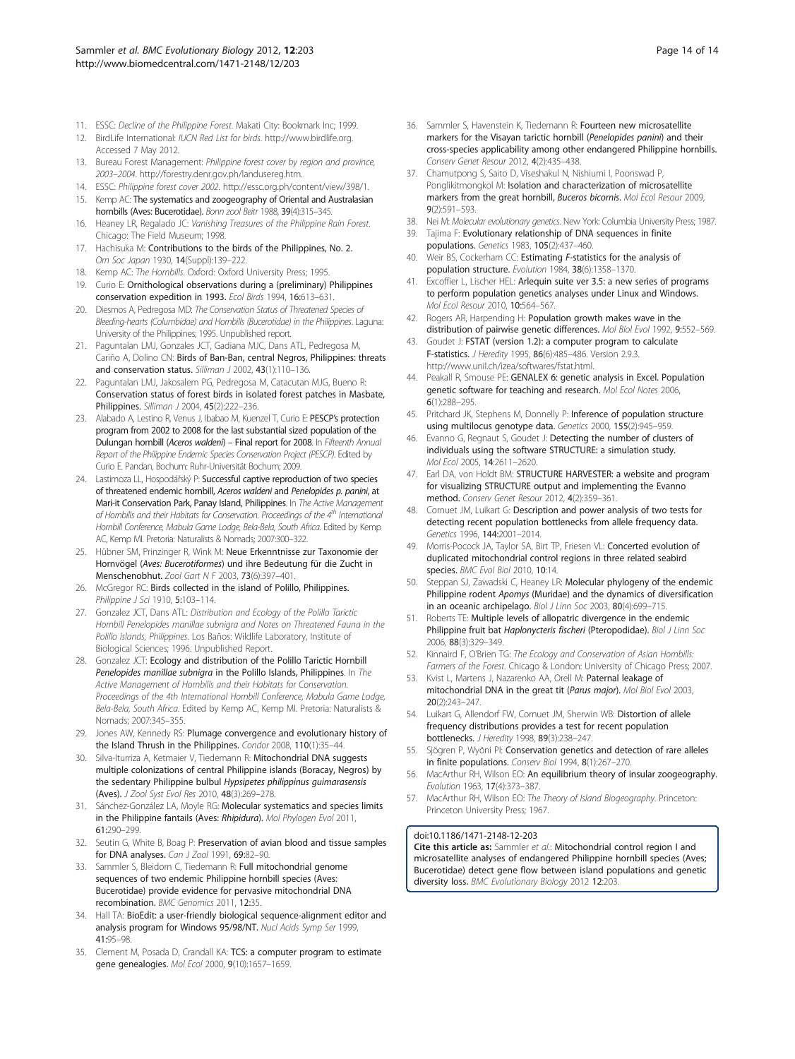11. ESSC: *Decline of the Philippine Forest*. Makati City: Bookmark Inc; 1999.
12. BirdLife International: *IUCN Red List for birds*. http://www.birdlife.org. Accessed 7 May 2012.
13. Bureau Forest Management: *Philippine forest cover by region and province, 2003–2004*. http://forestry.denr.gov.ph/landusereg.htm.
14. ESSC: *Philippine forest cover 2002*. http://essc.org.ph/content/view/398/1.
15. Kemp AC: **The systematics and zoogeography of Oriental and Australasian hornbills (Aves: Bucerotidae).** *Bonn zool Beitr* 1988, **39**(4):315–345.
16. Heaney LR, Regalado JC: *Vanishing Treasures of the Philippine Rain Forest*. Chicago: The Field Museum; 1998.
17. Hachisuka M: **Contributions to the birds of the Philippines, No. 2.** *Orn Soc Japan* 1930, **14**(Suppl):139–222.
18. Kemp AC: *The Hornbills*. Oxford: Oxford University Press; 1995.
19. Curio E: **Ornithological observations during a (preliminary) Philippines conservation expedition in 1993.** *Ecol Birds* 1994, **16**:613–631.
20. Diesmos A, Pedregosa MD: *The Conservation Status of Threatened Species of Bleeding-hearts (Columbidae) and Hornbills (Bucerotidae) in the Philippines*. Laguna: University of the Philippines; 1995. Unpublished report.
21. Paguntalan LMJ, Gonzales JCT, Gadiana MJC, Dans ATL, Pedregosa M, Cariño A, Dolino CN: **Birds of Ban-Ban, central Negros, Philippines: threats and conservation status.** *Silliman J* 2002, **43**(1):110–136.
22. Paguntalan LMJ, Jakosalem PG, Pedregosa M, Catacutan MJG, Bueno R: **Conservation status of forest birds in isolated forest patches in Masbate, Philippines.** *Silliman J* 2004, **45**(2):222–236.
23. Alabado A, Lestino R, Venus J, Ibabao M, Kuenzel T, Curio E: **PESCP's protection program from 2002 to 2008 for the last substantial sized population of the Dulungan hornbill (*Aceros waldeni*) – Final report for 2008.** In *Fifteenth Annual Report of the Philippine Endemic Species Conservation Project (PESCP)*. Edited by Curio E. Pandan, Bochum: Ruhr-Universität Bochum; 2009.
24. Lastimoza LL, Hospodářský P: **Successful captive reproduction of two species of threatened endemic hornbill, *Aceros waldeni* and *Penelopides p. panini*, at Mari-it Conservation Park, Panay Island, Philippines.** In *The Active Management of Hornbills and their Habitats for Conservation. Proceedings of the 4th International Hornbill Conference, Mabula Game Lodge, Bela-Bela, South Africa*. Edited by Kemp AC, Kemp MI. Pretoria: Naturalists & Nomads; 2007:300–322.
25. Hübner SM, Prinzinger R, Wink M: **Neue Erkenntnisse zur Taxonomie der Hornvögel (*Aves: Bucerotiformes*) und ihre Bedeutung für die Zucht in Menschenobhut.** *Zool Gart N F* 2003, **73**(6):397–401.
26. McGregor RC: **Birds collected in the island of Polillo, Philippines.** *Philippine J Sci* 1910, **5**:103–114.
27. Gonzalez JCT, Dans ATL: *Distribution and Ecology of the Polillo Tarictic Hornbill Penelopides manillae subnigra and Notes on Threatened Fauna in the Polillo Islands, Philippines*. Los Baños: Wildlife Laboratory, Institute of Biological Sciences; 1996. Unpublished Report.
28. Gonzalez JCT: **Ecology and distribution of the Polillo Tarictic Hornbill *Penelopides manillae subnigra* in the Polillo Islands, Philippines.** In *The Active Management of Hornbills and their Habitats for Conservation. Proceedings of the 4th International Hornbill Conference, Mabula Game Lodge, Bela-Bela, South Africa*. Edited by Kemp AC, Kemp MI. Pretoria: Naturalists & Nomads; 2007:345–355.
29. Jones AW, Kennedy RS: **Plumage convergence and evolutionary history of the Island Thrush in the Philippines.** *Condor* 2008, **110**(1):35–44.
30. Silva-Iturriza A, Ketmaier V, Tiedemann R: **Mitochondrial DNA suggests multiple colonizations of central Philippine islands (Boracay, Negros) by the sedentary Philippine bulbul *Hypsipetes philippinus guimarasensis* (Aves).** *J Zool Syst Evol Res* 2010, **48**(3):269–278.
31. Sánchez-González LA, Moyle RG: **Molecular systematics and species limits in the Philippine fantails (Aves: *Rhipidura*).** *Mol Phylogen Evol* 2011, **61**:290–299.
32. Seutin G, White B, Boag P: **Preservation of avian blood and tissue samples for DNA analyses.** *Can J Zool* 1991, **69**:82–90.
33. Sammler S, Bleidorn C, Tiedemann R: **Full mitochondrial genome sequences of two endemic Philippine hornbill species (Aves: Bucerotidae) provide evidence for pervasive mitochondrial DNA recombination.** *BMC Genomics* 2011, **12**:35.
34. Hall TA: **BioEdit: a user-friendly biological sequence-alignment editor and analysis program for Windows 95/98/NT.** *Nucl Acids Symp Ser* 1999, **41**:95–98.
35. Clement M, Posada D, Crandall KA: **TCS: a computer program to estimate gene genealogies.** *Mol Ecol* 2000, **9**(10):1657–1659.
36. Sammler S, Havenstein K, Tiedemann R: **Fourteen new microsatellite markers for the Visayan tarictic hornbill (*Penelopides panini*) and their cross-species applicability among other endangered Philippine hornbills.** *Conserv Genet Resour* 2012, **4**(2):435–438.
37. Chamutpong S, Saito D, Viseshakul N, Nishiumi I, Poonswad P, Ponglikitmongkol M: **Isolation and characterization of microsatellite markers from the great hornbill, *Buceros bicornis*.** *Mol Ecol Resour* 2009, **9**(2):591–593.
38. Nei M: *Molecular evolutionary genetics*. New York: Columbia University Press; 1987.
39. Tajima F: **Evolutionary relationship of DNA sequences in finite populations.** *Genetics* 1983, **105**(2):437–460.
40. Weir BS, Cockerham CC: **Estimating *F*-statistics for the analysis of population structure.** *Evolution* 1984, **38**(6):1358–1370.
41. Excoffier L, Lischer HEL: **Arlequin suite ver 3.5: a new series of programs to perform population genetics analyses under Linux and Windows.** *Mol Ecol Resour* 2010, **10**:564–567.
42. Rogers AR, Harpending H: **Population growth makes wave in the distribution of pairwise genetic differences.** *Mol Biol Evol* 1992, **9**:552–569.
43. Goudet J: **FSTAT (version 1.2): a computer program to calculate F-statistics.** *J Heredity* 1995, **86**(6):485–486. Version 2.9.3. http://www.unil.ch/izea/softwares/fstat.html.
44. Peakall R, Smouse PE: **GENALEX 6: genetic analysis in Excel. Population genetic software for teaching and research.** *Mol Ecol Notes* 2006, **6**(1):288–295.
45. Pritchard JK, Stephens M, Donnelly P: **Inference of population structure using multilocus genotype data.** *Genetics* 2000, **155**(2):945–959.
46. Evanno G, Regnaut S, Goudet J: **Detecting the number of clusters of individuals using the software STRUCTURE: a simulation study.** *Mol Ecol* 2005, **14**:2611–2620.
47. Earl DA, von Holdt BM: **STRUCTURE HARVESTER: a website and program for visualizing STRUCTURE output and implementing the Evanno method.** *Conserv Genet Resour* 2012, **4**(2):359–361.
48. Cornuet JM, Luikart G: **Description and power analysis of two tests for detecting recent population bottlenecks from allele frequency data.** *Genetics* 1996, **144**:2001–2014.
49. Morris-Pocock JA, Taylor SA, Birt TP, Friesen VL: **Concerted evolution of duplicated mitochondrial control regions in three related seabird species.** *BMC Evol Biol* 2010, **10**:14.
50. Steppan SJ, Zawadski C, Heaney LR: **Molecular phylogeny of the endemic Philippine rodent *Apomys* (Muridae) and the dynamics of diversification in an oceanic archipelago.** *Biol J Linn Soc* 2003, **80**(4):699–715.
51. Roberts TE: **Multiple levels of allopatric divergence in the endemic Philippine fruit bat *Haplonycteris fischeri* (Pteropodidae).** *Biol J Linn Soc* 2006, **88**(3):329–349.
52. Kinnaird F, O'Brien TG: *The Ecology and Conservation of Asian Hornbills: Farmers of the Forest*. Chicago & London: University of Chicago Press; 2007.
53. Kvist L, Martens J, Nazarenko AA, Orell M: **Paternal leakage of mitochondrial DNA in the great tit (*Parus major*).** *Mol Biol Evol* 2003, **20**(2):243–247.
54. Luikart G, Allendorf FW, Cornuet JM, Sherwin WB: **Distortion of allele frequency distributions provides a test for recent population bottlenecks.** *J Heredity* 1998, **89**(3):238–247.
55. Sjögren P, Wyöni PI: **Conservation genetics and detection of rare alleles in finite populations.** *Conserv Biol* 1994, **8**(1):267–270.
56. MacArthur RH, Wilson EO: **An equilibrium theory of insular zoogeography.** *Evolution* 1963, **17**(4):373–387.
57. MacArthur RH, Wilson EO: *The Theory of Island Biogeography*. Princeton: Princeton University Press; 1967.

doi:10.1186/1471-2148-12-203

**Cite this article as:** Sammler *et al.*: Mitochondrial control region I and microsatellite analyses of endangered Philippine hornbill species (Aves; Bucerotidae) detect gene flow between island populations and genetic diversity loss. *BMC Evolutionary Biology* 2012 **12**:203.